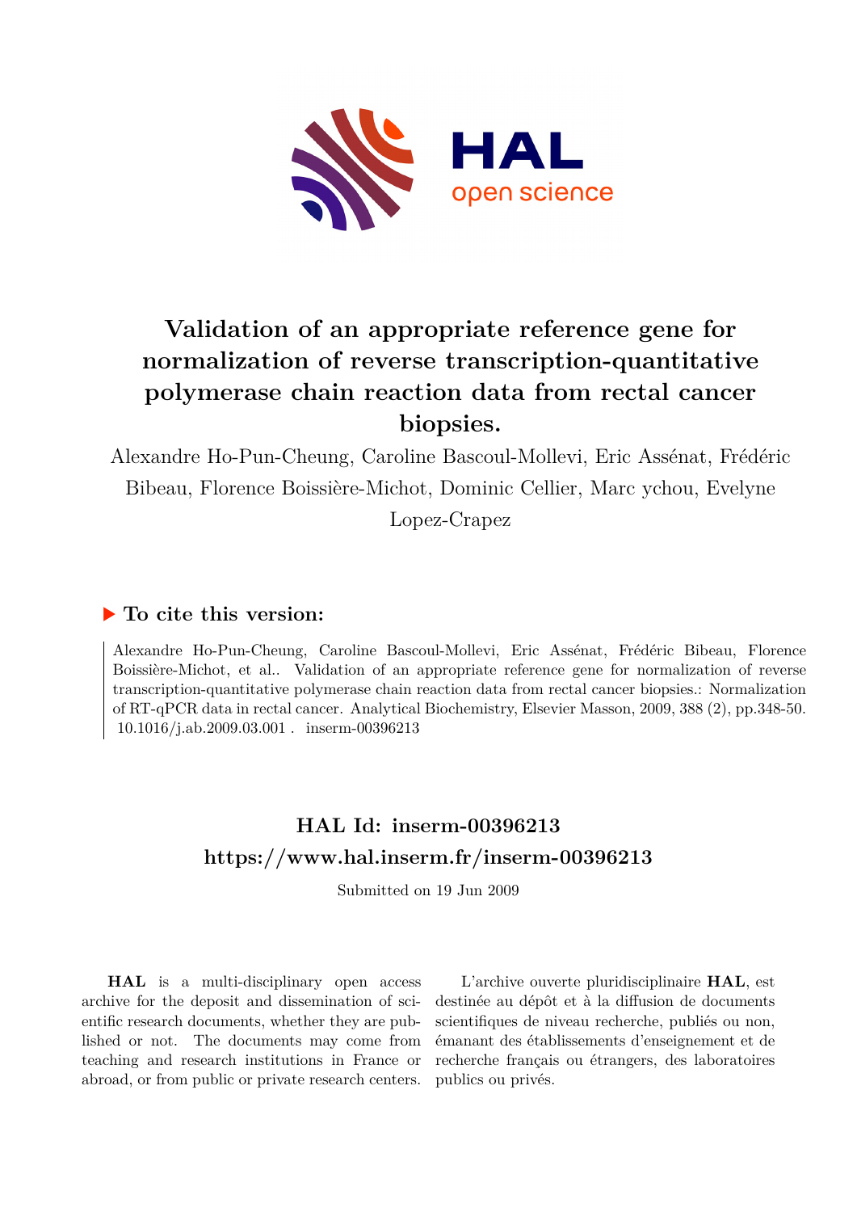# Validation of an appropriate reference gene for normalization of reverse transcription-quantitative polymerase chain reaction data from rectal cancer biopsies.

Alexandre Ho-Pun-Cheung, Caroline Bascoul-Mollevi, Eric Assénat, Frédéric Bibeau, Florence Boissière-Michot, Dominic Cellier, Marc ychou, Evelyne Lopez-Crapez

## ▶ To cite this version:

Alexandre Ho-Pun-Cheung, Caroline Bascoul-Mollevi, Eric Assénat, Frédéric Bibeau, Florence Boissière-Michot, et al.. Validation of an appropriate reference gene for normalization of reverse transcription-quantitative polymerase chain reaction data from rectal cancer biopsies.: Normalization of RT-qPCR data in rectal cancer. Analytical Biochemistry, Elsevier Masson, 2009, 388 (2), pp.348-50. 10.1016/j.ab.2009.03.001 . inserm-00396213

## HAL Id: inserm-00396213

## https://www.hal.inserm.fr/inserm-00396213

Submitted on 19 Jun 2009

**HAL** is a multi-disciplinary open access archive for the deposit and dissemination of scientific research documents, whether they are published or not. The documents may come from teaching and research institutions in France or abroad, or from public or private research centers.

L'archive ouverte pluridisciplinaire **HAL**, est destinée au dépôt et à la diffusion de documents scientifiques de niveau recherche, publiés ou non, émanant des établissements d'enseignement et de recherche français ou étrangers, des laboratoires publics ou privés.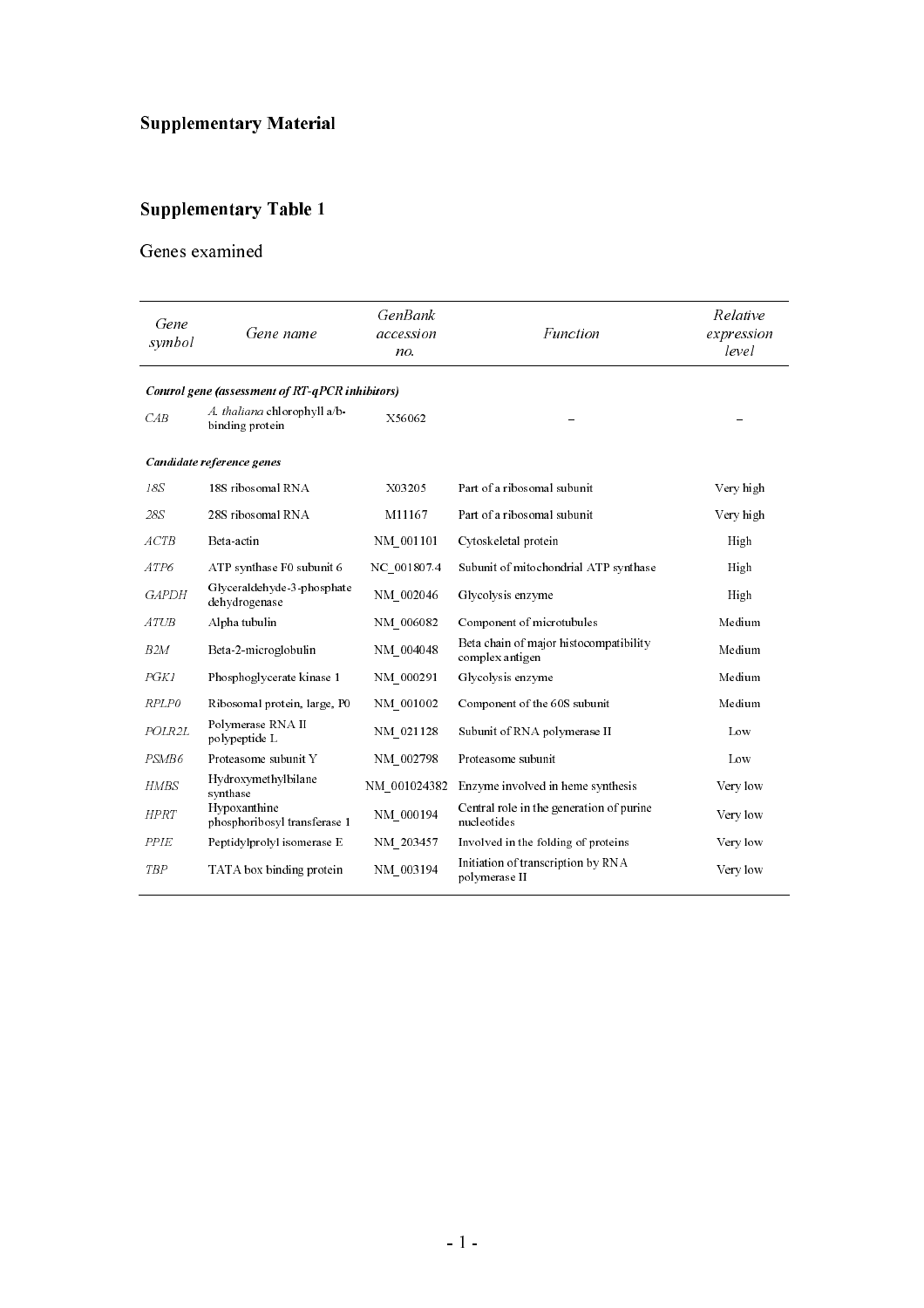# Supplementary Material

## Supplementary Table 1

Genes examined

| *Gene symbol* | *Gene name* | *GenBank accession no.* | *Function* | *Relative expression level* |
|---|---|---|---|---|
| ***Control gene (assessment of RT-qPCR inhibitors)*** | | | | |
| *CAB* | *A. thaliana* chlorophyll a/b-binding protein | X56062 | – | – |
| ***Candidate reference genes*** | | | | |
| *18S* | 18S ribosomal RNA | X03205 | Part of a ribosomal subunit | Very high |
| *28S* | 28S ribosomal RNA | M11167 | Part of a ribosomal subunit | Very high |
| *ACTB* | Beta-actin | NM_001101 | Cytoskeletal protein | High |
| *ATP6* | ATP synthase F0 subunit 6 | NC_001807.4 | Subunit of mitochondrial ATP synthase | High |
| *GAPDH* | Glyceraldehyde-3-phosphate dehydrogenase | NM_002046 | Glycolysis enzyme | High |
| *ATUB* | Alpha tubulin | NM_006082 | Component of microtubules | Medium |
| *B2M* | Beta-2-microglobulin | NM_004048 | Beta chain of major histocompatibility complex antigen | Medium |
| *PGK1* | Phosphoglycerate kinase 1 | NM_000291 | Glycolysis enzyme | Medium |
| *RPLP0* | Ribosomal protein, large, P0 | NM_001002 | Component of the 60S subunit | Medium |
| *POLR2L* | Polymerase RNA II polypeptide L | NM_021128 | Subunit of RNA polymerase II | Low |
| *PSMB6* | Proteasome subunit Y | NM_002798 | Proteasome subunit | Low |
| *HMBS* | Hydroxymethylbilane synthase | NM_001024382 | Enzyme involved in heme synthesis | Very low |
| *HPRT* | Hypoxanthine phosphoribosyl transferase 1 | NM_000194 | Central role in the generation of purine nucleotides | Very low |
| *PPIE* | Peptidylprolyl isomerase E | NM_203457 | Involved in the folding of proteins | Very low |
| *TBP* | TATA box binding protein | NM_003194 | Initiation of transcription by RNA polymerase II | Very low |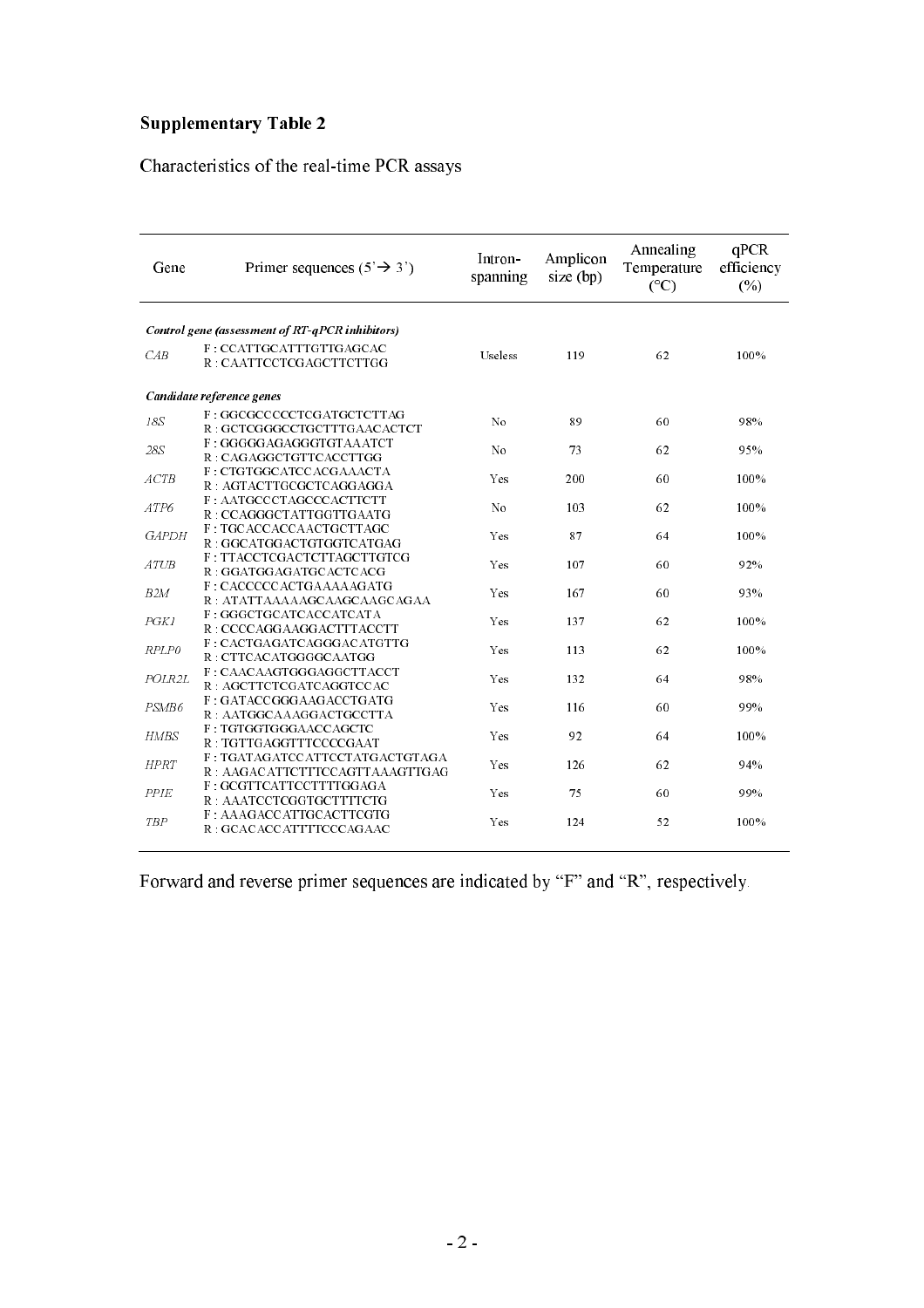**Supplementary Table 2**

Characteristics of the real-time PCR assays

| Gene | Primer sequences (5'→ 3') | Intron-spanning | Amplicon size (bp) | Annealing Temperature (°C) | qPCR efficiency (%) |
|---|---|---|---|---|---|
| ***Control gene (assessment of RT-qPCR inhibitors)*** | | | | | |
| *CAB* | F : CCATTGCATTTGTTGAGCAC<br>R : CAATTCCTCGAGCTTCTTGG | Useless | 119 | 62 | 100% |
| ***Candidate reference genes*** | | | | | |
| *18S* | F : GGCGCCCCCTCGATGCTCTTAG<br>R : GCTCGGGCCTGCTTTGAACACTCT | No | 89 | 60 | 98% |
| *28S* | F : GGGGGAGAGGGTGTAAATCT<br>R : CAGAGGCTGTTCACCTTGG | No | 73 | 62 | 95% |
| *ACTB* | F : CTGTGGCATCCACGAAACTA<br>R : AGTACTTGCGCTCAGGAGGA | Yes | 200 | 60 | 100% |
| *ATP6* | F : AATGCCCTAGCCCACTTCTT<br>R : CCAGGGCTATTGGTTGAATG | No | 103 | 62 | 100% |
| *GAPDH* | F : TGCACCACCAACTGCTTAGC<br>R : GGCATGGACTGTGGTCATGAG | Yes | 87 | 64 | 100% |
| *ATUB* | F : TTACCTCGACTCTTAGCTTGTCG<br>R : GGATGGAGATGCACTCACG | Yes | 107 | 60 | 92% |
| *B2M* | F : CACCCCCACTGAAAAAGATG<br>R : ATATTAAAAAGCAAGCAAGCAGAA | Yes | 167 | 60 | 93% |
| *PGK1* | F : GGGCTGCATCACCATCATA<br>R : CCCCAGGAAGGACTTTACCT | Yes | 137 | 62 | 100% |
| *RPLP0* | F : CACTGAGATCAGGGACATGTTG<br>R : CTTCACATGGGGCAATGG | Yes | 113 | 62 | 100% |
| *POLR2L* | F : CAACAAGTGGGAGGCTTACCT<br>R : AGCTTCTCGATCAGGTCCAC | Yes | 132 | 64 | 98% |
| *PSMB6* | F : GATACCGGGAAGACCTGATG<br>R : AATGGCAAAGGACTGCCTTA | Yes | 116 | 60 | 99% |
| *HMBS* | F : TGTGGTGGGAACCAGCTC<br>R : TGTTGAGGTTTCCCCGAAT | Yes | 92 | 64 | 100% |
| *HPRT* | F : TGATAGATCCATTCCTATGACTGTAGA<br>R : AAGACATTCTTTCCAGTTAAAGTTGAG | Yes | 126 | 62 | 94% |
| *PPIE* | F : GCGTTCATTCCTTTTGGAGA<br>R : AAATCCTCGGTGCTTTTCTG | Yes | 75 | 60 | 99% |
| *TBP* | F : AAAGACCATTGCACTTCGTG<br>R : GCACACCATTTTCCCAGAAC | Yes | 124 | 52 | 100% |

Forward and reverse primer sequences are indicated by "F" and "R", respectively.